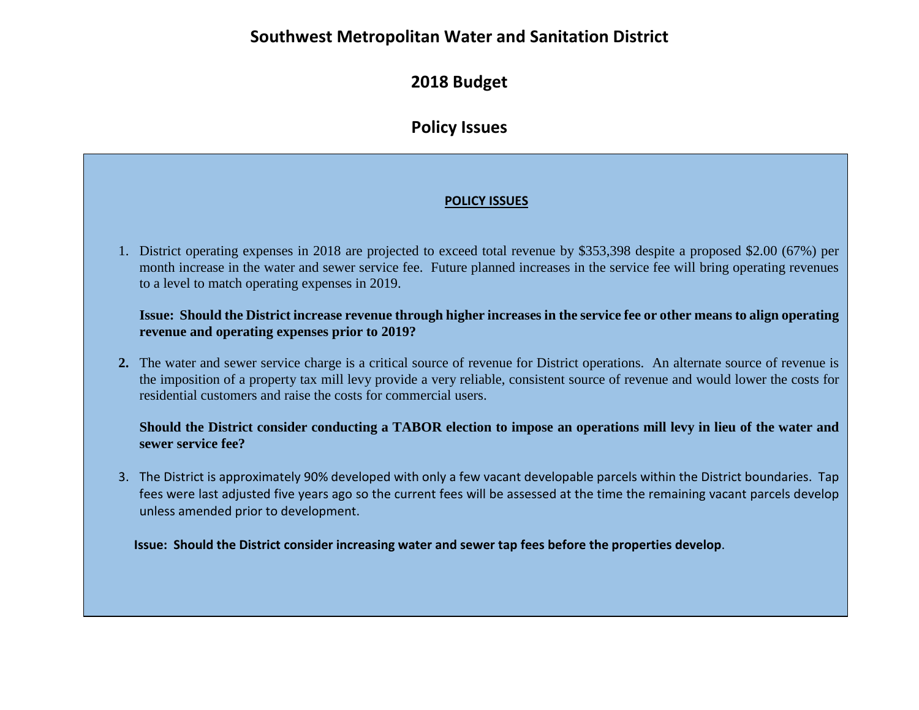# Southwest Metropolitan Water and Sanitation District

## 2018 Budget

## Policy Issues

**POLICY ISSUES**

1. District operating expenses in 2018 are projected to exceed total revenue by $353,398 despite a proposed $2.00 (67%) per month increase in the water and sewer service fee. Future planned increases in the service fee will bring operating revenues to a level to match operating expenses in 2019.

   **Issue: Should the District increase revenue through higher increases in the service fee or other means to align operating revenue and operating expenses prior to 2019?**

2. The water and sewer service charge is a critical source of revenue for District operations. An alternate source of revenue is the imposition of a property tax mill levy provide a very reliable, consistent source of revenue and would lower the costs for residential customers and raise the costs for commercial users.

   **Should the District consider conducting a TABOR election to impose an operations mill levy in lieu of the water and sewer service fee?**

3. The District is approximately 90% developed with only a few vacant developable parcels within the District boundaries. Tap fees were last adjusted five years ago so the current fees will be assessed at the time the remaining vacant parcels develop unless amended prior to development.

   **Issue: Should the District consider increasing water and sewer tap fees before the properties develop**.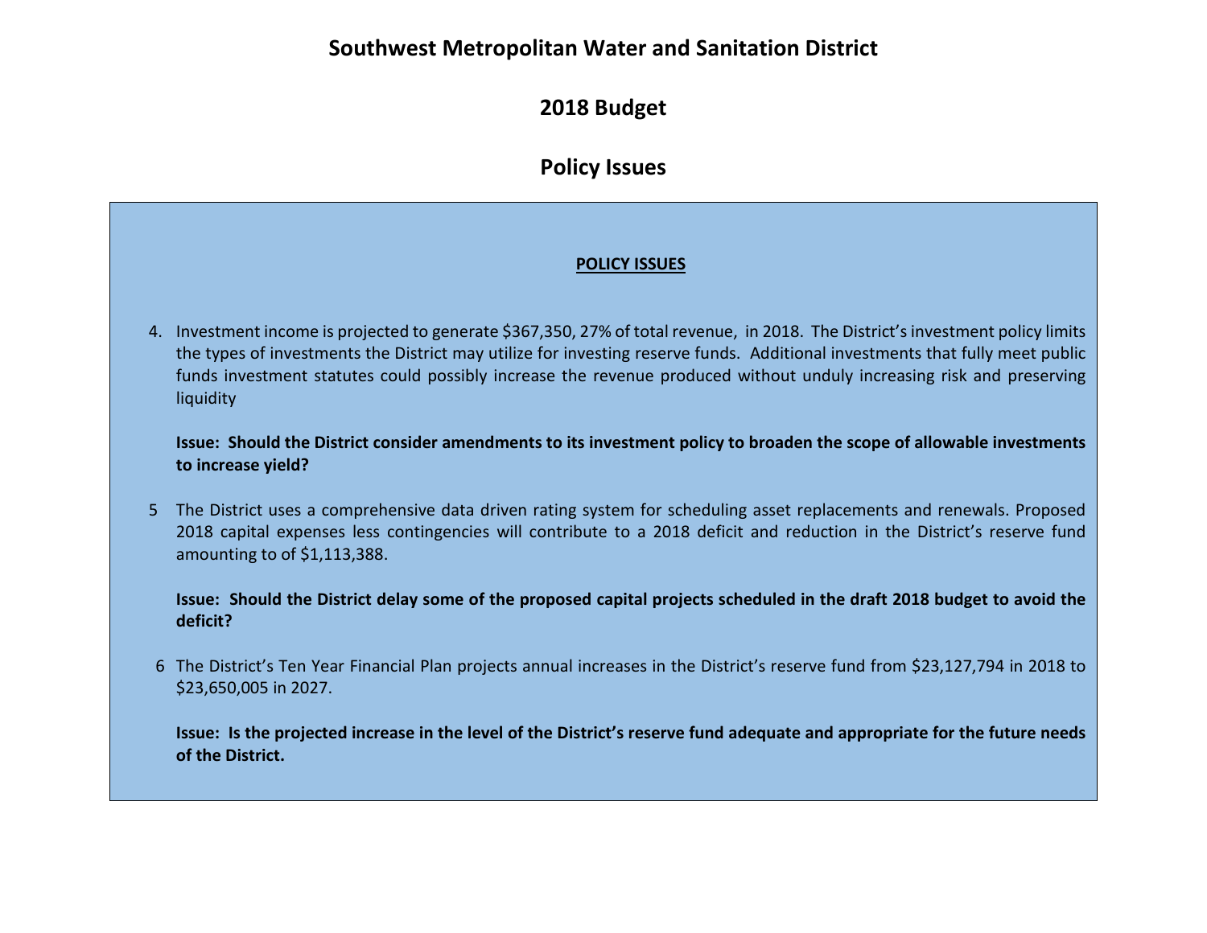# Southwest Metropolitan Water and Sanitation District

## 2018 Budget

## Policy Issues

**POLICY ISSUES**

4. Investment income is projected to generate $367,350, 27% of total revenue,  in 2018. The District's investment policy limits the types of investments the District may utilize for investing reserve funds. Additional investments that fully meet public funds investment statutes could possibly increase the revenue produced without unduly increasing risk and preserving liquidity

   **Issue: Should the District consider amendments to its investment policy to broaden the scope of allowable investments to increase yield?**

5. The District uses a comprehensive data driven rating system for scheduling asset replacements and renewals. Proposed 2018 capital expenses less contingencies will contribute to a 2018 deficit and reduction in the District's reserve fund amounting to of $1,113,388.

   **Issue: Should the District delay some of the proposed capital projects scheduled in the draft 2018 budget to avoid the deficit?**

6. The District's Ten Year Financial Plan projects annual increases in the District's reserve fund from $23,127,794 in 2018 to $23,650,005 in 2027.

   **Issue: Is the projected increase in the level of the District's reserve fund adequate and appropriate for the future needs of the District.**